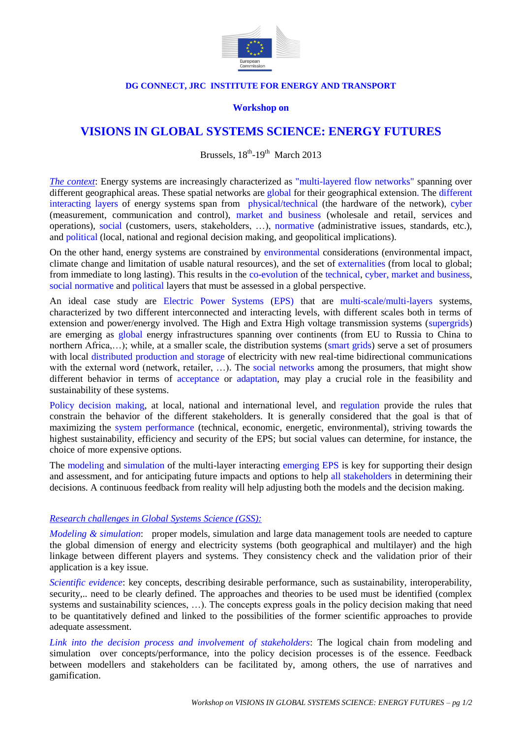DG CONNECT, JRC INSTITUTE FOR ENERGY AND TRANSPORT

**Workshop on**

# VISIONS IN GLOBAL SYSTEMS SCIENCE: ENERGY FUTURES

Brussels, 18th-19th March 2013

*The context*: Energy systems are increasingly characterized as "multi-layered flow networks" spanning over different geographical areas. These spatial networks are global for their geographical extension. The different interacting layers of energy systems span from physical/technical (the hardware of the network), cyber (measurement, communication and control), market and business (wholesale and retail, services and operations), social (customers, users, stakeholders, …), normative (administrative issues, standards, etc.), and political (local, national and regional decision making, and geopolitical implications).

On the other hand, energy systems are constrained by environmental considerations (environmental impact, climate change and limitation of usable natural resources), and the set of externalities (from local to global; from immediate to long lasting). This results in the co-evolution of the technical, cyber, market and business, social normative and political layers that must be assessed in a global perspective.

An ideal case study are Electric Power Systems (EPS) that are multi-scale/multi-layers systems, characterized by two different interconnected and interacting levels, with different scales both in terms of extension and power/energy involved. The High and Extra High voltage transmission systems (supergrids) are emerging as global energy infrastructures spanning over continents (from EU to Russia to China to northern Africa,…); while, at a smaller scale, the distribution systems (smart grids) serve a set of prosumers with local distributed production and storage of electricity with new real-time bidirectional communications with the external word (network, retailer, …). The social networks among the prosumers, that might show different behavior in terms of acceptance or adaptation, may play a crucial role in the feasibility and sustainability of these systems.

Policy decision making, at local, national and international level, and regulation provide the rules that constrain the behavior of the different stakeholders. It is generally considered that the goal is that of maximizing the system performance (technical, economic, energetic, environmental), striving towards the highest sustainability, efficiency and security of the EPS; but social values can determine, for instance, the choice of more expensive options.

The modeling and simulation of the multi-layer interacting emerging EPS is key for supporting their design and assessment, and for anticipating future impacts and options to help all stakeholders in determining their decisions. A continuous feedback from reality will help adjusting both the models and the decision making.

*Research challenges in Global Systems Science (GSS):*

*Modeling & simulation*: proper models, simulation and large data management tools are needed to capture the global dimension of energy and electricity systems (both geographical and multilayer) and the high linkage between different players and systems. They consistency check and the validation prior of their application is a key issue.

*Scientific evidence*: key concepts, describing desirable performance, such as sustainability, interoperability, security,.. need to be clearly defined. The approaches and theories to be used must be identified (complex systems and sustainability sciences, …). The concepts express goals in the policy decision making that need to be quantitatively defined and linked to the possibilities of the former scientific approaches to provide adequate assessment.

*Link into the decision process and involvement of stakeholders*: The logical chain from modeling and simulation over concepts/performance, into the policy decision processes is of the essence. Feedback between modellers and stakeholders can be facilitated by, among others, the use of narratives and gamification.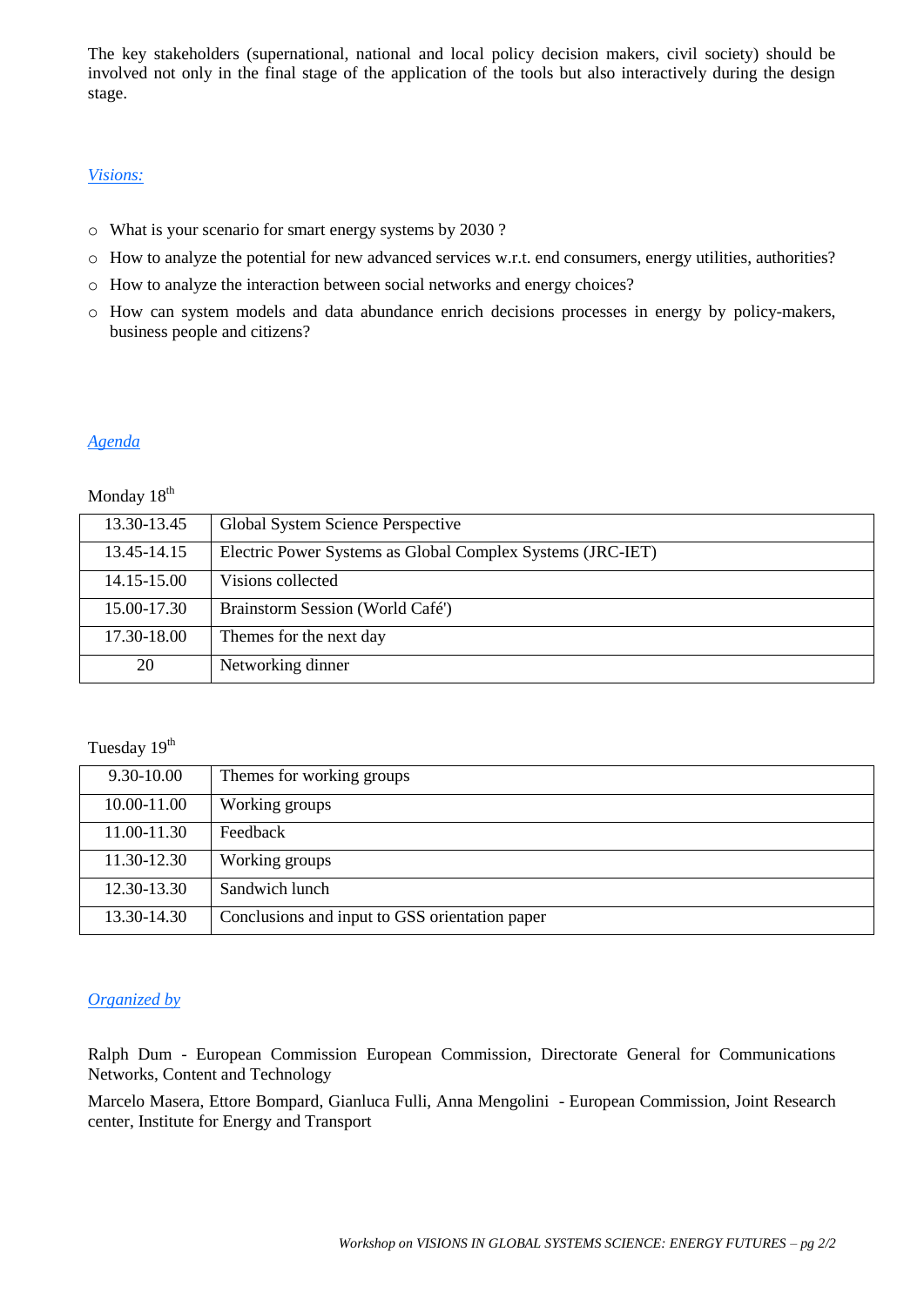The key stakeholders (supernational, national and local policy decision makers, civil society) should be involved not only in the final stage of the application of the tools but also interactively during the design stage.

*Visions:*

- What is your scenario for smart energy systems by 2030 ?
- How to analyze the potential for new advanced services w.r.t. end consumers, energy utilities, authorities?
- How to analyze the interaction between social networks and energy choices?
- How can system models and data abundance enrich decisions processes in energy by policy-makers, business people and citizens?

*Agenda*

Monday 18th

| | |
|---|---|
| 13.30-13.45 | Global System Science Perspective |
| 13.45-14.15 | Electric Power Systems as Global Complex Systems (JRC-IET) |
| 14.15-15.00 | Visions collected |
| 15.00-17.30 | Brainstorm Session (World Café') |
| 17.30-18.00 | Themes for the next day |
| 20 | Networking dinner |

Tuesday 19th

| | |
|---|---|
| 9.30-10.00 | Themes for working groups |
| 10.00-11.00 | Working groups |
| 11.00-11.30 | Feedback |
| 11.30-12.30 | Working groups |
| 12.30-13.30 | Sandwich lunch |
| 13.30-14.30 | Conclusions and input to GSS orientation paper |

*Organized by*

Ralph Dum - European Commission European Commission, Directorate General for Communications Networks, Content and Technology

Marcelo Masera, Ettore Bompard, Gianluca Fulli, Anna Mengolini - European Commission, Joint Research center, Institute for Energy and Transport